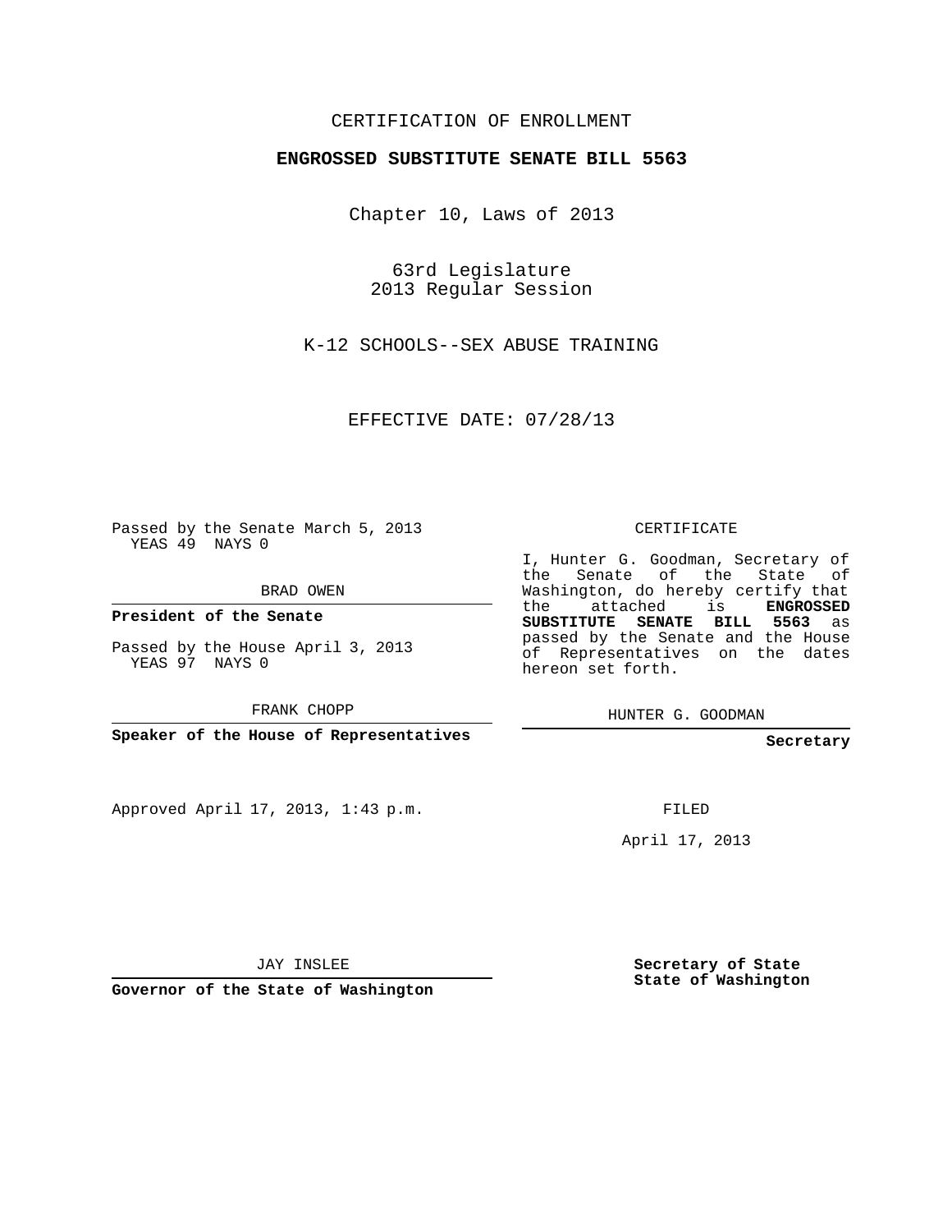CERTIFICATION OF ENROLLMENT

**ENGROSSED SUBSTITUTE SENATE BILL 5563**

Chapter 10, Laws of 2013

63rd Legislature
2013 Regular Session

K-12 SCHOOLS--SEX ABUSE TRAINING

EFFECTIVE DATE: 07/28/13

Passed by the Senate March 5, 2013
YEAS 49 NAYS 0

BRAD OWEN

**President of the Senate**

Passed by the House April 3, 2013
YEAS 97 NAYS 0

FRANK CHOPP

**Speaker of the House of Representatives**

Approved April 17, 2013, 1:43 p.m.

JAY INSLEE

**Governor of the State of Washington**

CERTIFICATE

I, Hunter G. Goodman, Secretary of the Senate of the State of Washington, do hereby certify that the attached is **ENGROSSED SUBSTITUTE SENATE BILL 5563** as passed by the Senate and the House of Representatives on the dates hereon set forth.

HUNTER G. GOODMAN

**Secretary**

FILED

April 17, 2013

**Secretary of State**
**State of Washington**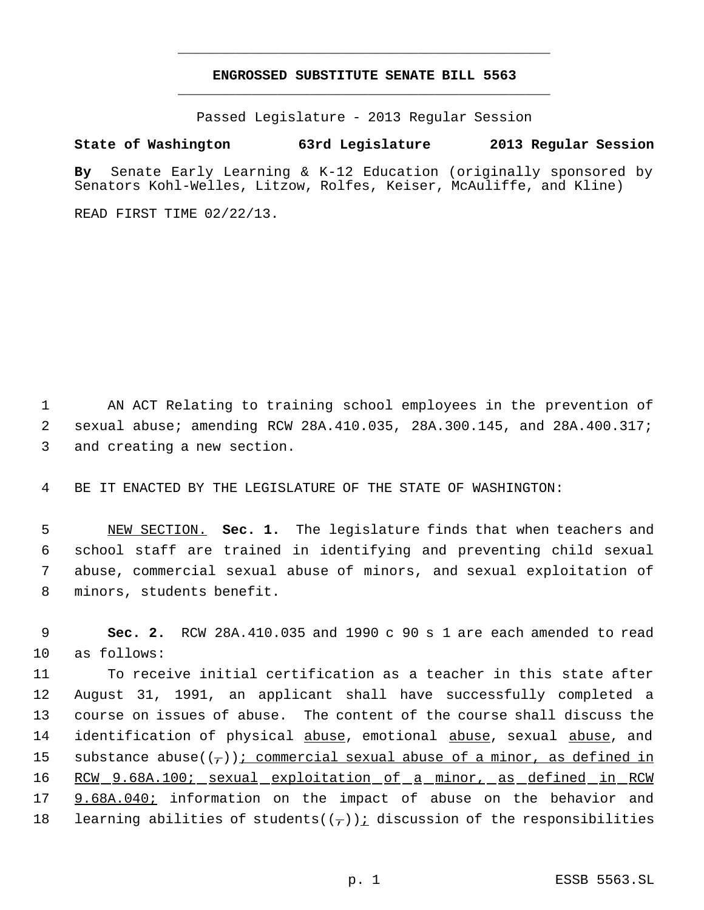# ENGROSSED SUBSTITUTE SENATE BILL 5563

Passed Legislature - 2013 Regular Session

**State of Washington 63rd Legislature 2013 Regular Session**

**By** Senate Early Learning & K-12 Education (originally sponsored by Senators Kohl-Welles, Litzow, Rolfes, Keiser, McAuliffe, and Kline)

READ FIRST TIME 02/22/13.

AN ACT Relating to training school employees in the prevention of sexual abuse; amending RCW 28A.410.035, 28A.300.145, and 28A.400.317; and creating a new section.

BE IT ENACTED BY THE LEGISLATURE OF THE STATE OF WASHINGTON:

NEW SECTION. **Sec. 1.** The legislature finds that when teachers and school staff are trained in identifying and preventing child sexual abuse, commercial sexual abuse of minors, and sexual exploitation of minors, students benefit.

**Sec. 2.** RCW 28A.410.035 and 1990 c 90 s 1 are each amended to read as follows:

To receive initial certification as a teacher in this state after August 31, 1991, an applicant shall have successfully completed a course on issues of abuse. The content of the course shall discuss the identification of physical abuse, emotional abuse, sexual abuse, and substance abuse((,)); commercial sexual abuse of a minor, as defined in RCW 9.68A.100; sexual exploitation of a minor, as defined in RCW 9.68A.040; information on the impact of abuse on the behavior and learning abilities of students((,)); discussion of the responsibilities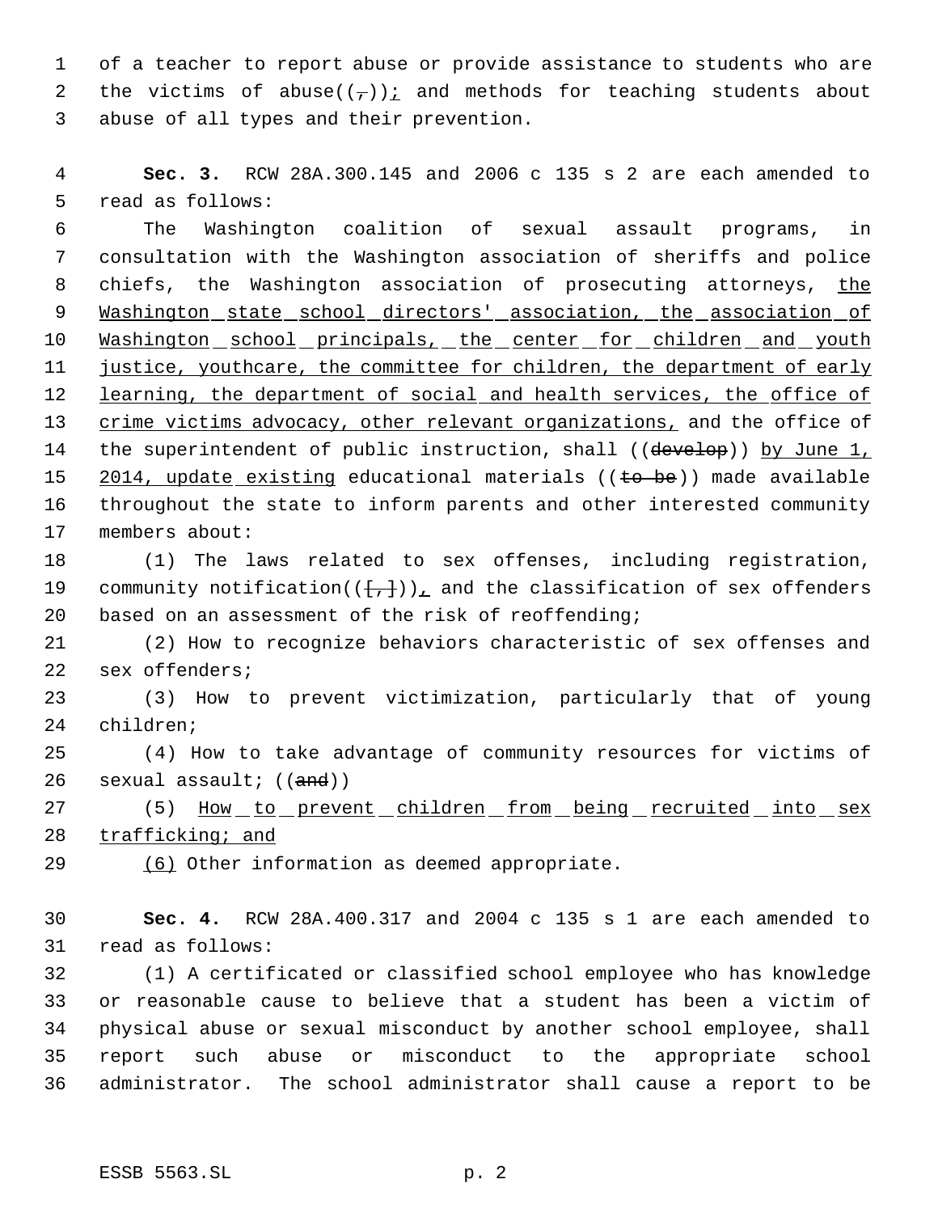of a teacher to report abuse or provide assistance to students who are the victims of abuse((,)); and methods for teaching students about abuse of all types and their prevention.

**Sec. 3.** RCW 28A.300.145 and 2006 c 135 s 2 are each amended to read as follows:

The Washington coalition of sexual assault programs, in consultation with the Washington association of sheriffs and police chiefs, the Washington association of prosecuting attorneys, the Washington state school directors' association, the association of Washington school principals, the center for children and youth justice, youthcare, the committee for children, the department of early learning, the department of social and health services, the office of crime victims advocacy, other relevant organizations, and the office of the superintendent of public instruction, shall ((develop)) by June 1, 2014, update existing educational materials ((to be)) made available throughout the state to inform parents and other interested community members about:

(1) The laws related to sex offenses, including registration, community notification(([,])), and the classification of sex offenders based on an assessment of the risk of reoffending;

(2) How to recognize behaviors characteristic of sex offenses and sex offenders;

(3) How to prevent victimization, particularly that of young children;

(4) How to take advantage of community resources for victims of sexual assault; ((and))

(5) How to prevent children from being recruited into sex trafficking; and

(6) Other information as deemed appropriate.

**Sec. 4.** RCW 28A.400.317 and 2004 c 135 s 1 are each amended to read as follows:

(1) A certificated or classified school employee who has knowledge or reasonable cause to believe that a student has been a victim of physical abuse or sexual misconduct by another school employee, shall report such abuse or misconduct to the appropriate school administrator. The school administrator shall cause a report to be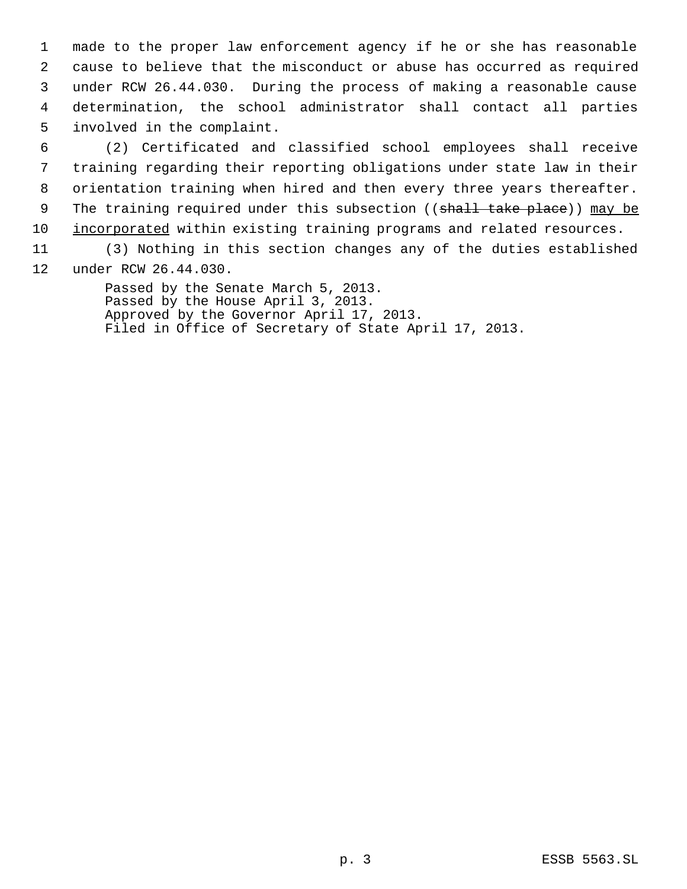made to the proper law enforcement agency if he or she has reasonable cause to believe that the misconduct or abuse has occurred as required under RCW 26.44.030. During the process of making a reasonable cause determination, the school administrator shall contact all parties involved in the complaint.

(2) Certificated and classified school employees shall receive training regarding their reporting obligations under state law in their orientation training when hired and then every three years thereafter. The training required under this subsection ((~~shall take place~~)) <u>may be incorporated</u> within existing training programs and related resources.

(3) Nothing in this section changes any of the duties established under RCW 26.44.030.

Passed by the Senate March 5, 2013.
Passed by the House April 3, 2013.
Approved by the Governor April 17, 2013.
Filed in Office of Secretary of State April 17, 2013.